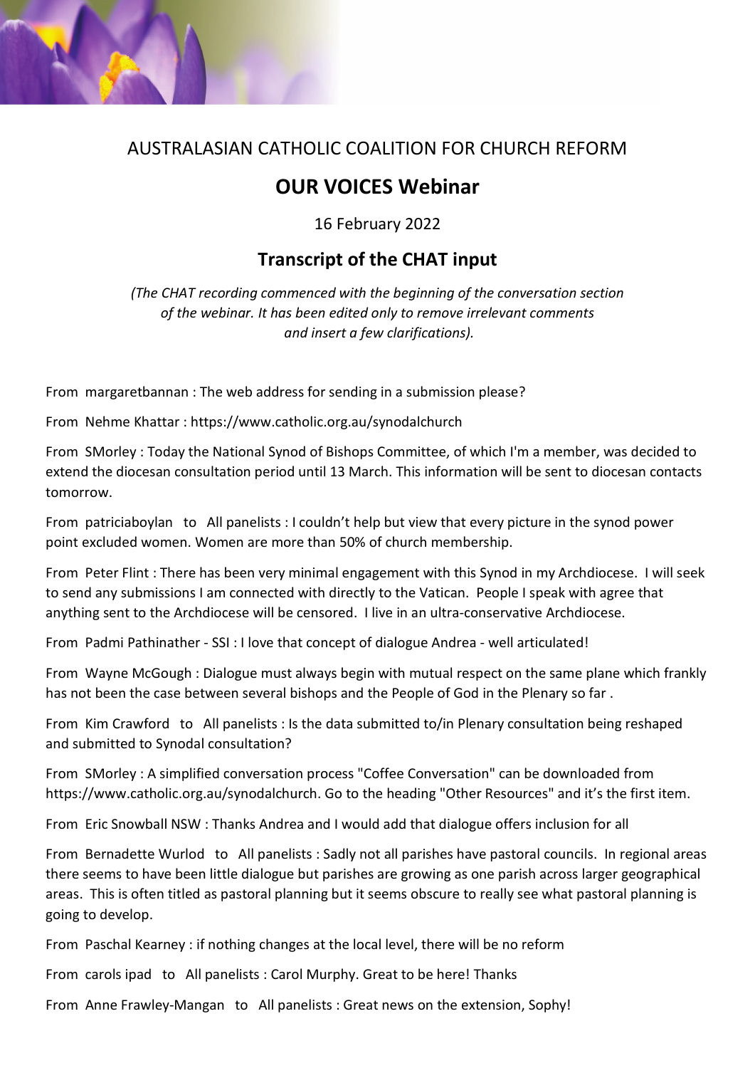AUSTRALASIAN CATHOLIC COALITION FOR CHURCH REFORM

# OUR VOICES Webinar

16 February 2022

## Transcript of the CHAT input

*(The CHAT recording commenced with the beginning of the conversation section of the webinar. It has been edited only to remove irrelevant comments and insert a few clarifications).*

From margaretbannan : The web address for sending in a submission please?

From Nehme Khattar : https://www.catholic.org.au/synodalchurch

From SMorley : Today the National Synod of Bishops Committee, of which I'm a member, was decided to extend the diocesan consultation period until 13 March. This information will be sent to diocesan contacts tomorrow.

From patriciaboylan to All panelists : I couldn't help but view that every picture in the synod power point excluded women. Women are more than 50% of church membership.

From Peter Flint : There has been very minimal engagement with this Synod in my Archdiocese. I will seek to send any submissions I am connected with directly to the Vatican. People I speak with agree that anything sent to the Archdiocese will be censored. I live in an ultra-conservative Archdiocese.

From Padmi Pathinather - SSI : I love that concept of dialogue Andrea - well articulated!

From Wayne McGough : Dialogue must always begin with mutual respect on the same plane which frankly has not been the case between several bishops and the People of God in the Plenary so far .

From Kim Crawford to All panelists : Is the data submitted to/in Plenary consultation being reshaped and submitted to Synodal consultation?

From SMorley : A simplified conversation process "Coffee Conversation" can be downloaded from https://www.catholic.org.au/synodalchurch. Go to the heading "Other Resources" and it's the first item.

From Eric Snowball NSW : Thanks Andrea and I would add that dialogue offers inclusion for all

From Bernadette Wurlod to All panelists : Sadly not all parishes have pastoral councils. In regional areas there seems to have been little dialogue but parishes are growing as one parish across larger geographical areas. This is often titled as pastoral planning but it seems obscure to really see what pastoral planning is going to develop.

From Paschal Kearney : if nothing changes at the local level, there will be no reform

From carols ipad to All panelists : Carol Murphy. Great to be here! Thanks

From Anne Frawley-Mangan to All panelists : Great news on the extension, Sophy!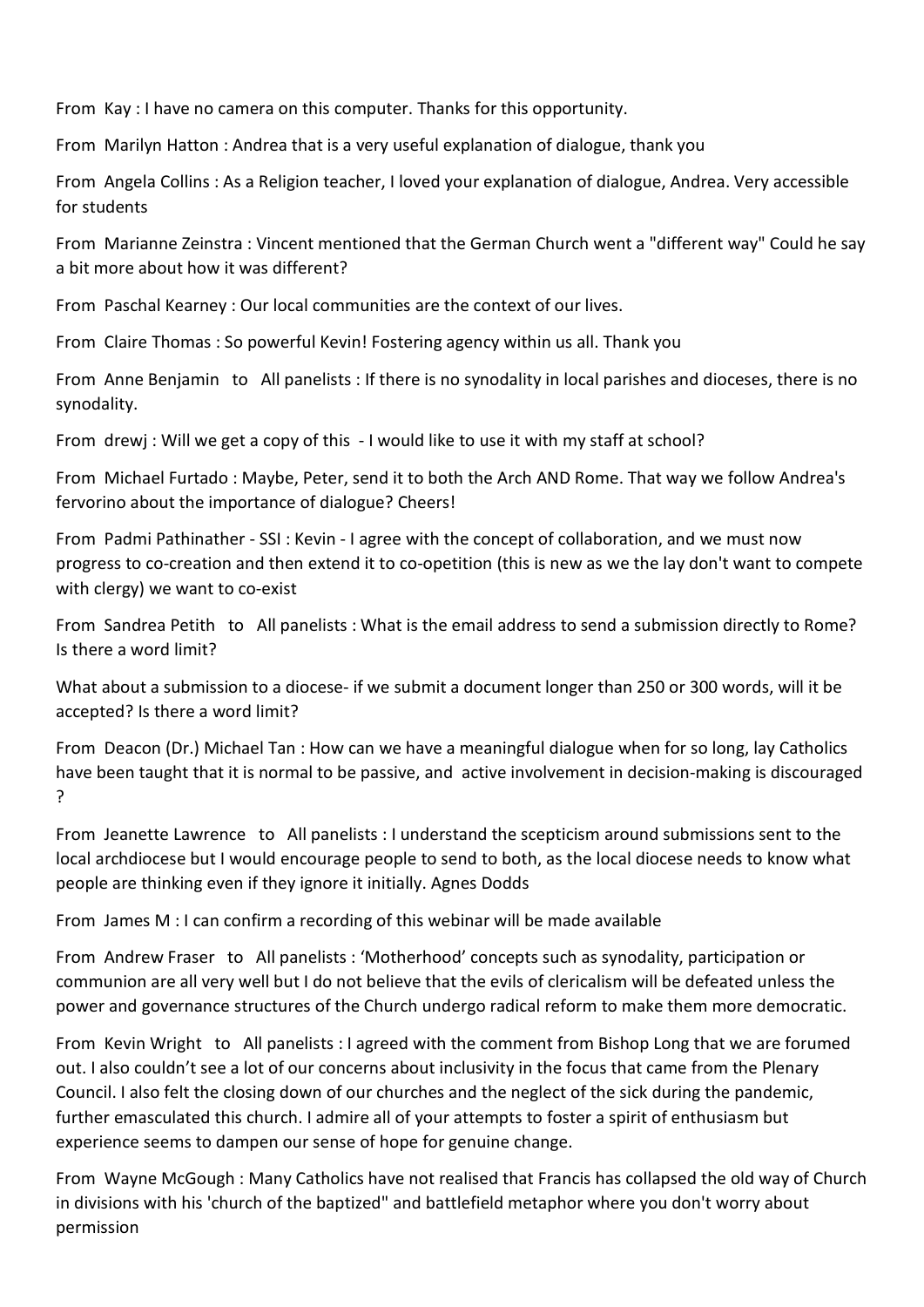From Kay : I have no camera on this computer. Thanks for this opportunity.

From Marilyn Hatton : Andrea that is a very useful explanation of dialogue, thank you

From Angela Collins : As a Religion teacher, I loved your explanation of dialogue, Andrea. Very accessible for students

From Marianne Zeinstra : Vincent mentioned that the German Church went a "different way" Could he say a bit more about how it was different?

From Paschal Kearney : Our local communities are the context of our lives.

From Claire Thomas : So powerful Kevin! Fostering agency within us all. Thank you

From Anne Benjamin to All panelists : If there is no synodality in local parishes and dioceses, there is no synodality.

From drewj : Will we get a copy of this - I would like to use it with my staff at school?

From Michael Furtado : Maybe, Peter, send it to both the Arch AND Rome. That way we follow Andrea's fervorino about the importance of dialogue? Cheers!

From Padmi Pathinather - SSI : Kevin - I agree with the concept of collaboration, and we must now progress to co-creation and then extend it to co-opetition (this is new as we the lay don't want to compete with clergy) we want to co-exist

From Sandrea Petith to All panelists : What is the email address to send a submission directly to Rome? Is there a word limit?

What about a submission to a diocese- if we submit a document longer than 250 or 300 words, will it be accepted? Is there a word limit?

From Deacon (Dr.) Michael Tan : How can we have a meaningful dialogue when for so long, lay Catholics have been taught that it is normal to be passive, and active involvement in decision-making is discouraged ?

From Jeanette Lawrence to All panelists : I understand the scepticism around submissions sent to the local archdiocese but I would encourage people to send to both, as the local diocese needs to know what people are thinking even if they ignore it initially. Agnes Dodds

From James M : I can confirm a recording of this webinar will be made available

From Andrew Fraser to All panelists : 'Motherhood' concepts such as synodality, participation or communion are all very well but I do not believe that the evils of clericalism will be defeated unless the power and governance structures of the Church undergo radical reform to make them more democratic.

From Kevin Wright to All panelists : I agreed with the comment from Bishop Long that we are forumed out. I also couldn't see a lot of our concerns about inclusivity in the focus that came from the Plenary Council. I also felt the closing down of our churches and the neglect of the sick during the pandemic, further emasculated this church. I admire all of your attempts to foster a spirit of enthusiasm but experience seems to dampen our sense of hope for genuine change.

From Wayne McGough : Many Catholics have not realised that Francis has collapsed the old way of Church in divisions with his 'church of the baptized" and battlefield metaphor where you don't worry about permission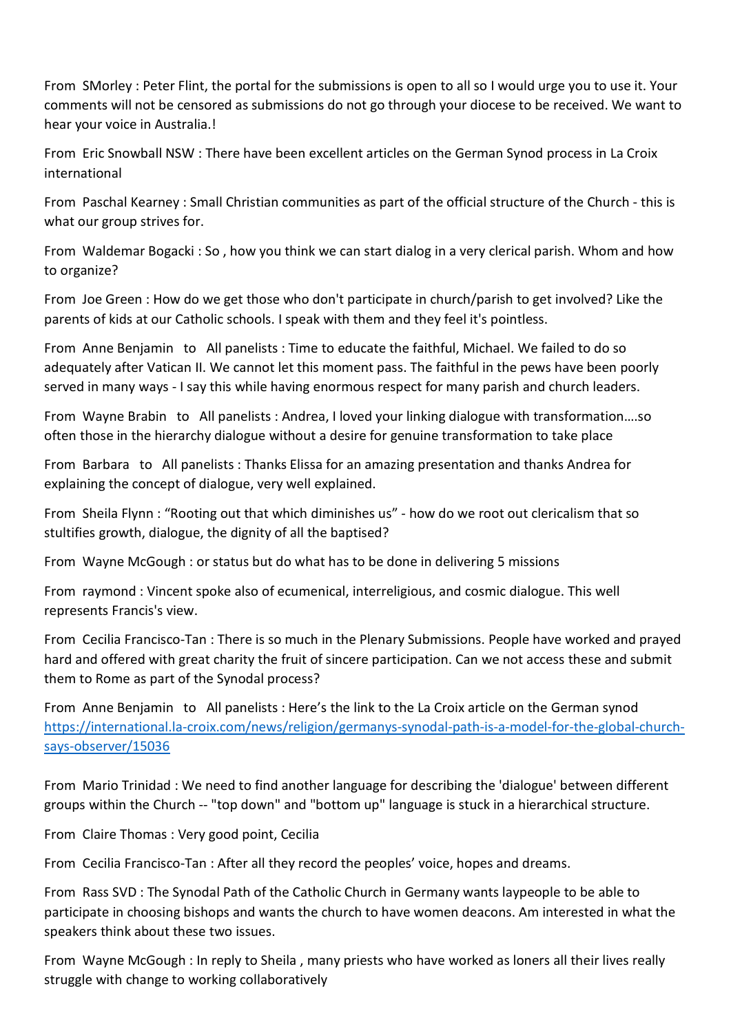From SMorley : Peter Flint, the portal for the submissions is open to all so I would urge you to use it. Your comments will not be censored as submissions do not go through your diocese to be received. We want to hear your voice in Australia.!

From Eric Snowball NSW : There have been excellent articles on the German Synod process in La Croix international

From Paschal Kearney : Small Christian communities as part of the official structure of the Church - this is what our group strives for.

From Waldemar Bogacki : So , how you think we can start dialog in a very clerical parish. Whom and how to organize?

From Joe Green : How do we get those who don't participate in church/parish to get involved? Like the parents of kids at our Catholic schools. I speak with them and they feel it's pointless.

From Anne Benjamin to All panelists : Time to educate the faithful, Michael. We failed to do so adequately after Vatican II. We cannot let this moment pass. The faithful in the pews have been poorly served in many ways - I say this while having enormous respect for many parish and church leaders.

From Wayne Brabin to All panelists : Andrea, I loved your linking dialogue with transformation….so often those in the hierarchy dialogue without a desire for genuine transformation to take place

From Barbara to All panelists : Thanks Elissa for an amazing presentation and thanks Andrea for explaining the concept of dialogue, very well explained.

From Sheila Flynn : "Rooting out that which diminishes us" - how do we root out clericalism that so stultifies growth, dialogue, the dignity of all the baptised?

From Wayne McGough : or status but do what has to be done in delivering 5 missions

From raymond : Vincent spoke also of ecumenical, interreligious, and cosmic dialogue. This well represents Francis's view.

From Cecilia Francisco-Tan : There is so much in the Plenary Submissions. People have worked and prayed hard and offered with great charity the fruit of sincere participation. Can we not access these and submit them to Rome as part of the Synodal process?

From Anne Benjamin to All panelists : Here's the link to the La Croix article on the German synod https://international.la-croix.com/news/religion/germanys-synodal-path-is-a-model-for-the-global-church-says-observer/15036

From Mario Trinidad : We need to find another language for describing the 'dialogue' between different groups within the Church -- "top down" and "bottom up" language is stuck in a hierarchical structure.

From Claire Thomas : Very good point, Cecilia

From Cecilia Francisco-Tan : After all they record the peoples' voice, hopes and dreams.

From Rass SVD : The Synodal Path of the Catholic Church in Germany wants laypeople to be able to participate in choosing bishops and wants the church to have women deacons. Am interested in what the speakers think about these two issues.

From Wayne McGough : In reply to Sheila , many priests who have worked as loners all their lives really struggle with change to working collaboratively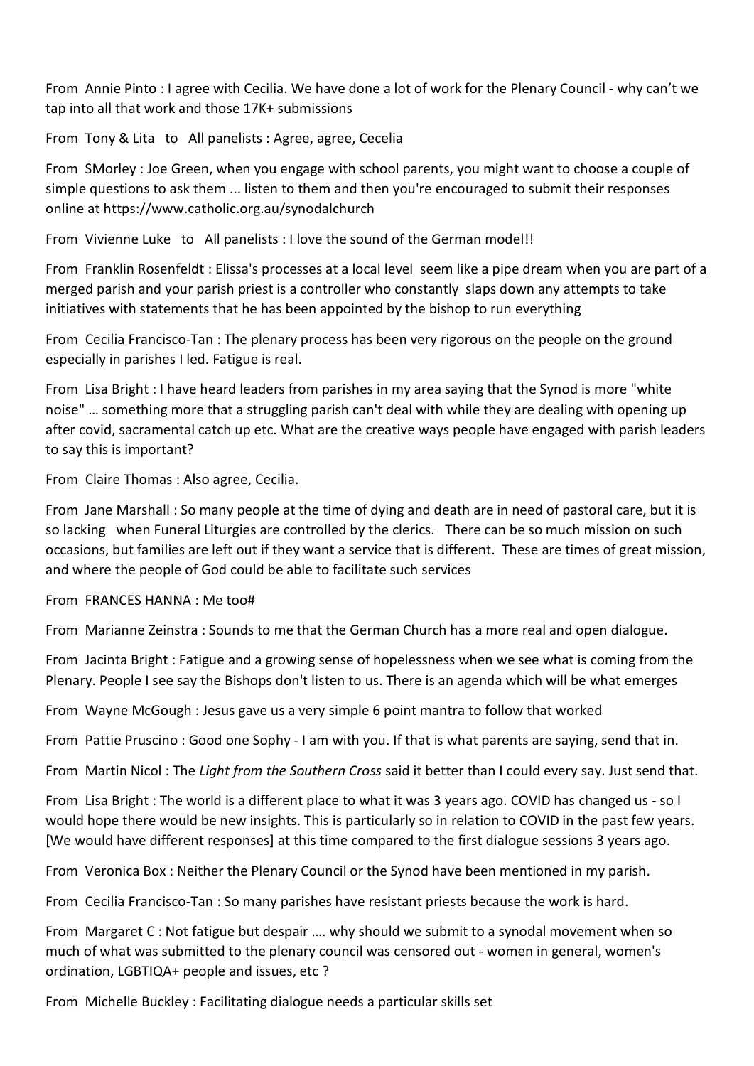From Annie Pinto : I agree with Cecilia. We have done a lot of work for the Plenary Council - why can't we tap into all that work and those 17K+ submissions

From Tony & Lita to All panelists : Agree, agree, Cecelia

From SMorley : Joe Green, when you engage with school parents, you might want to choose a couple of simple questions to ask them ... listen to them and then you're encouraged to submit their responses online at https://www.catholic.org.au/synodalchurch

From Vivienne Luke to All panelists : I love the sound of the German model!!

From Franklin Rosenfeldt : Elissa's processes at a local level seem like a pipe dream when you are part of a merged parish and your parish priest is a controller who constantly slaps down any attempts to take initiatives with statements that he has been appointed by the bishop to run everything

From Cecilia Francisco-Tan : The plenary process has been very rigorous on the people on the ground especially in parishes I led. Fatigue is real.

From Lisa Bright : I have heard leaders from parishes in my area saying that the Synod is more "white noise" … something more that a struggling parish can't deal with while they are dealing with opening up after covid, sacramental catch up etc. What are the creative ways people have engaged with parish leaders to say this is important?

From Claire Thomas : Also agree, Cecilia.

From Jane Marshall : So many people at the time of dying and death are in need of pastoral care, but it is so lacking when Funeral Liturgies are controlled by the clerics. There can be so much mission on such occasions, but families are left out if they want a service that is different. These are times of great mission, and where the people of God could be able to facilitate such services

From FRANCES HANNA : Me too#

From Marianne Zeinstra : Sounds to me that the German Church has a more real and open dialogue.

From Jacinta Bright : Fatigue and a growing sense of hopelessness when we see what is coming from the Plenary. People I see say the Bishops don't listen to us. There is an agenda which will be what emerges

From Wayne McGough : Jesus gave us a very simple 6 point mantra to follow that worked

From Pattie Pruscino : Good one Sophy - I am with you. If that is what parents are saying, send that in.

From Martin Nicol : The *Light from the Southern Cross* said it better than I could every say. Just send that.

From Lisa Bright : The world is a different place to what it was 3 years ago. COVID has changed us - so I would hope there would be new insights. This is particularly so in relation to COVID in the past few years. [We would have different responses] at this time compared to the first dialogue sessions 3 years ago.

From Veronica Box : Neither the Plenary Council or the Synod have been mentioned in my parish.

From Cecilia Francisco-Tan : So many parishes have resistant priests because the work is hard.

From Margaret C : Not fatigue but despair …. why should we submit to a synodal movement when so much of what was submitted to the plenary council was censored out - women in general, women's ordination, LGBTIQA+ people and issues, etc ?

From Michelle Buckley : Facilitating dialogue needs a particular skills set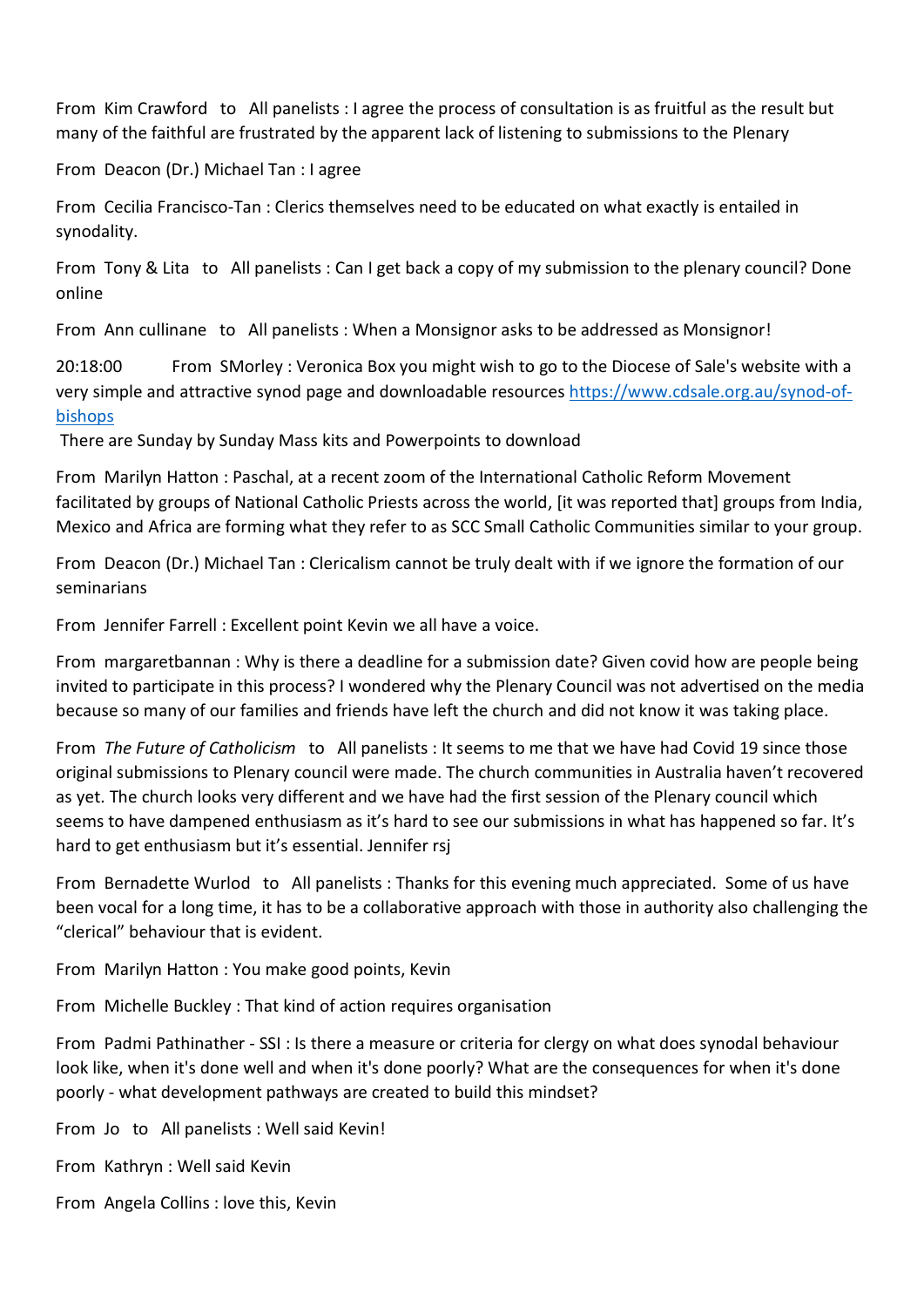From Kim Crawford to All panelists : I agree the process of consultation is as fruitful as the result but many of the faithful are frustrated by the apparent lack of listening to submissions to the Plenary

From Deacon (Dr.) Michael Tan : I agree

From Cecilia Francisco-Tan : Clerics themselves need to be educated on what exactly is entailed in synodality.

From Tony & Lita to All panelists : Can I get back a copy of my submission to the plenary council? Done online

From Ann cullinane to All panelists : When a Monsignor asks to be addressed as Monsignor!

20:18:00 From SMorley : Veronica Box you might wish to go to the Diocese of Sale's website with a very simple and attractive synod page and downloadable resources [https://www.cdsale.org.au/synod-of-bishops](https://www.cdsale.org.au/synod-of-bishops)

There are Sunday by Sunday Mass kits and Powerpoints to download

From Marilyn Hatton : Paschal, at a recent zoom of the International Catholic Reform Movement facilitated by groups of National Catholic Priests across the world, [it was reported that] groups from India, Mexico and Africa are forming what they refer to as SCC Small Catholic Communities similar to your group.

From Deacon (Dr.) Michael Tan : Clericalism cannot be truly dealt with if we ignore the formation of our seminarians

From Jennifer Farrell : Excellent point Kevin we all have a voice.

From margaretbannan : Why is there a deadline for a submission date? Given covid how are people being invited to participate in this process? I wondered why the Plenary Council was not advertised on the media because so many of our families and friends have left the church and did not know it was taking place.

From *The Future of Catholicism* to All panelists : It seems to me that we have had Covid 19 since those original submissions to Plenary council were made. The church communities in Australia haven't recovered as yet. The church looks very different and we have had the first session of the Plenary council which seems to have dampened enthusiasm as it's hard to see our submissions in what has happened so far. It's hard to get enthusiasm but it's essential. Jennifer rsj

From Bernadette Wurlod to All panelists : Thanks for this evening much appreciated. Some of us have been vocal for a long time, it has to be a collaborative approach with those in authority also challenging the "clerical" behaviour that is evident.

From Marilyn Hatton : You make good points, Kevin

From Michelle Buckley : That kind of action requires organisation

From Padmi Pathinather - SSI : Is there a measure or criteria for clergy on what does synodal behaviour look like, when it's done well and when it's done poorly? What are the consequences for when it's done poorly - what development pathways are created to build this mindset?

From Jo to All panelists : Well said Kevin!

From Kathryn : Well said Kevin

From Angela Collins : love this, Kevin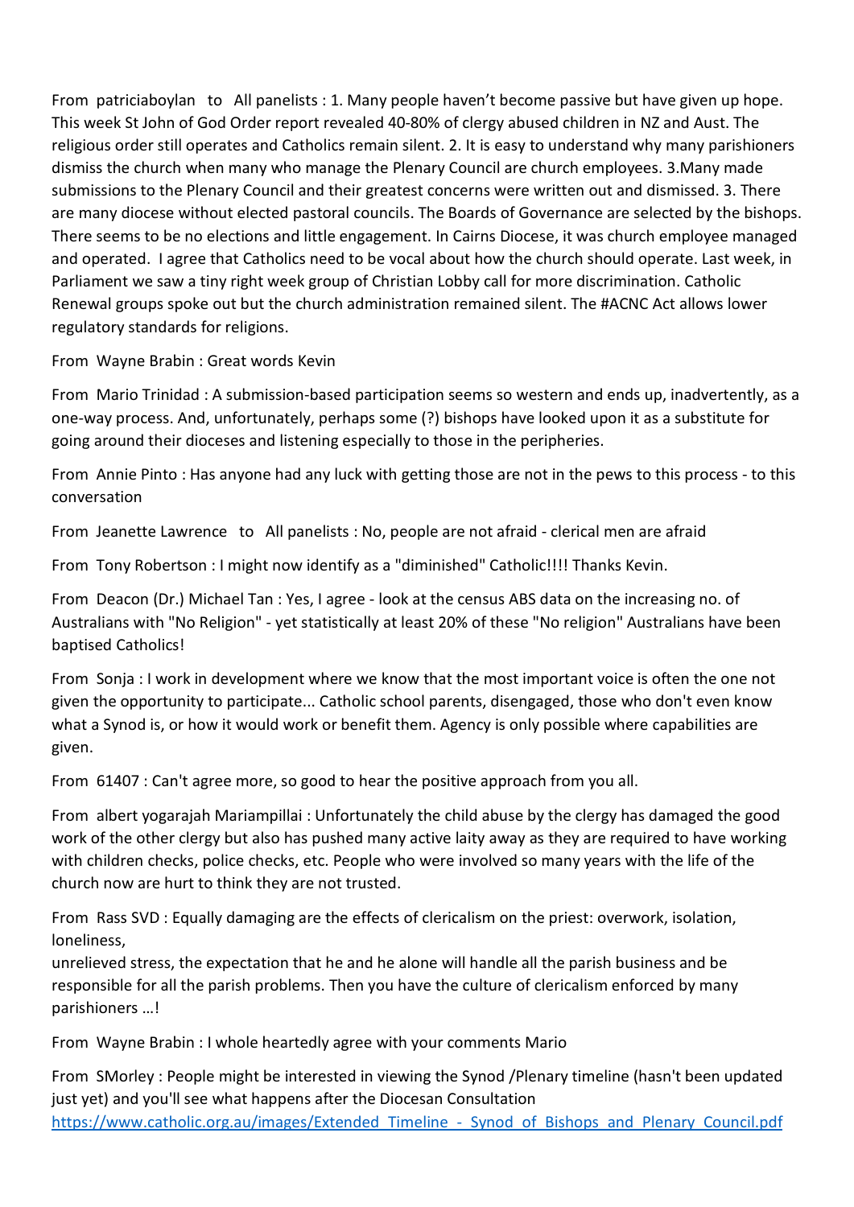From patriciaboylan to All panelists : 1. Many people haven't become passive but have given up hope. This week St John of God Order report revealed 40-80% of clergy abused children in NZ and Aust. The religious order still operates and Catholics remain silent. 2. It is easy to understand why many parishioners dismiss the church when many who manage the Plenary Council are church employees. 3.Many made submissions to the Plenary Council and their greatest concerns were written out and dismissed. 3. There are many diocese without elected pastoral councils. The Boards of Governance are selected by the bishops. There seems to be no elections and little engagement. In Cairns Diocese, it was church employee managed and operated. I agree that Catholics need to be vocal about how the church should operate. Last week, in Parliament we saw a tiny right week group of Christian Lobby call for more discrimination. Catholic Renewal groups spoke out but the church administration remained silent. The #ACNC Act allows lower regulatory standards for religions.

From Wayne Brabin : Great words Kevin

From Mario Trinidad : A submission-based participation seems so western and ends up, inadvertently, as a one-way process. And, unfortunately, perhaps some (?) bishops have looked upon it as a substitute for going around their dioceses and listening especially to those in the peripheries.

From Annie Pinto : Has anyone had any luck with getting those are not in the pews to this process - to this conversation

From Jeanette Lawrence to All panelists : No, people are not afraid - clerical men are afraid

From Tony Robertson : I might now identify as a "diminished" Catholic!!!! Thanks Kevin.

From Deacon (Dr.) Michael Tan : Yes, I agree - look at the census ABS data on the increasing no. of Australians with "No Religion" - yet statistically at least 20% of these "No religion" Australians have been baptised Catholics!

From Sonja : I work in development where we know that the most important voice is often the one not given the opportunity to participate... Catholic school parents, disengaged, those who don't even know what a Synod is, or how it would work or benefit them. Agency is only possible where capabilities are given.

From 61407 : Can't agree more, so good to hear the positive approach from you all.

From albert yogarajah Mariampillai : Unfortunately the child abuse by the clergy has damaged the good work of the other clergy but also has pushed many active laity away as they are required to have working with children checks, police checks, etc. People who were involved so many years with the life of the church now are hurt to think they are not trusted.

From Rass SVD : Equally damaging are the effects of clericalism on the priest: overwork, isolation, loneliness,
unrelieved stress, the expectation that he and he alone will handle all the parish business and be responsible for all the parish problems. Then you have the culture of clericalism enforced by many parishioners ...!

From Wayne Brabin : I whole heartedly agree with your comments Mario

From SMorley : People might be interested in viewing the Synod /Plenary timeline (hasn't been updated just yet) and you'll see what happens after the Diocesan Consultation
https://www.catholic.org.au/images/Extended_Timeline_-_Synod_of_Bishops_and_Plenary_Council.pdf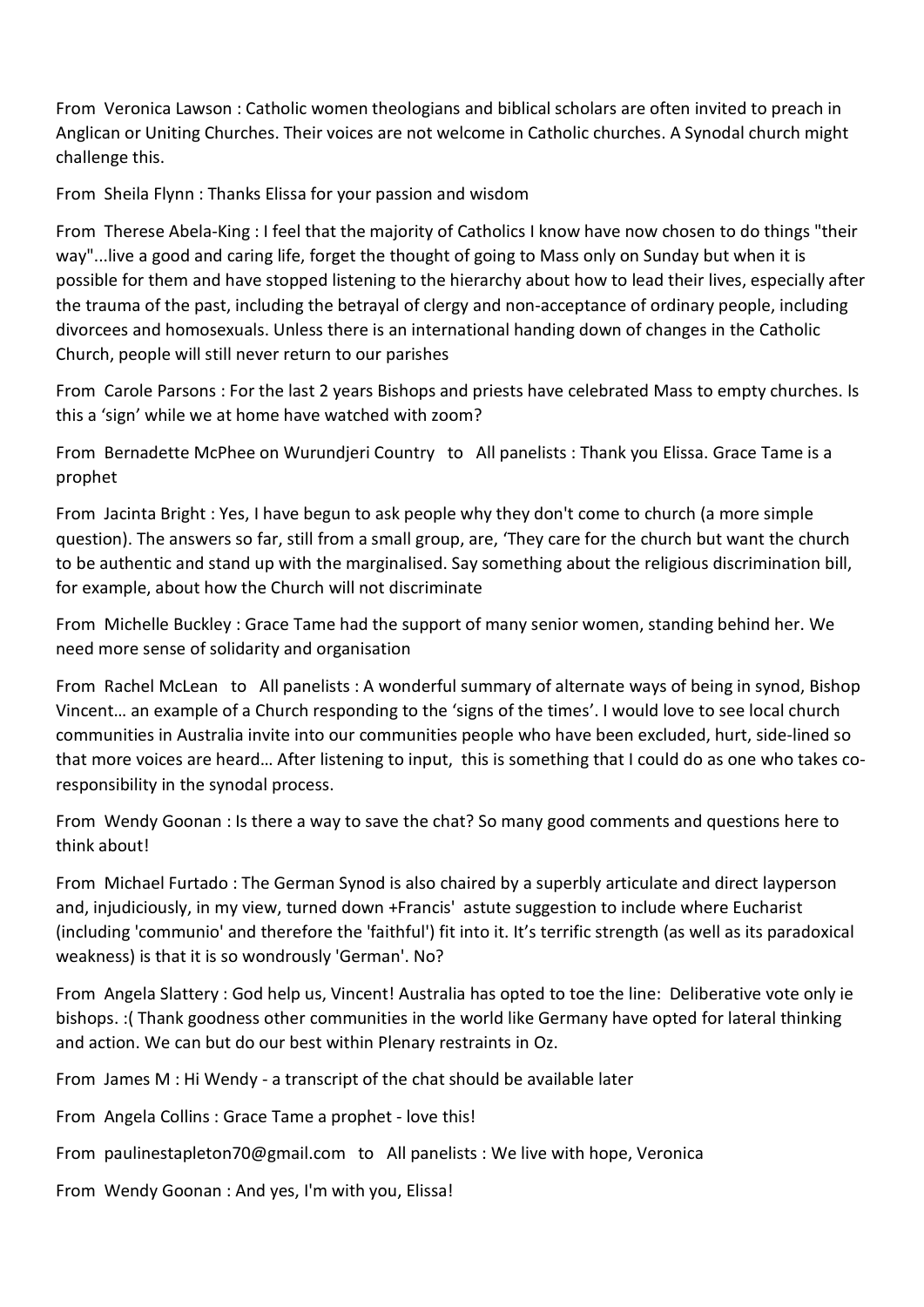From Veronica Lawson : Catholic women theologians and biblical scholars are often invited to preach in Anglican or Uniting Churches. Their voices are not welcome in Catholic churches. A Synodal church might challenge this.

From Sheila Flynn : Thanks Elissa for your passion and wisdom

From Therese Abela-King : I feel that the majority of Catholics I know have now chosen to do things "their way"...live a good and caring life, forget the thought of going to Mass only on Sunday but when it is possible for them and have stopped listening to the hierarchy about how to lead their lives, especially after the trauma of the past, including the betrayal of clergy and non-acceptance of ordinary people, including divorcees and homosexuals. Unless there is an international handing down of changes in the Catholic Church, people will still never return to our parishes

From Carole Parsons : For the last 2 years Bishops and priests have celebrated Mass to empty churches. Is this a 'sign' while we at home have watched with zoom?

From Bernadette McPhee on Wurundjeri Country to All panelists : Thank you Elissa. Grace Tame is a prophet

From Jacinta Bright : Yes, I have begun to ask people why they don't come to church (a more simple question). The answers so far, still from a small group, are, 'They care for the church but want the church to be authentic and stand up with the marginalised. Say something about the religious discrimination bill, for example, about how the Church will not discriminate

From Michelle Buckley : Grace Tame had the support of many senior women, standing behind her. We need more sense of solidarity and organisation

From Rachel McLean to All panelists : A wonderful summary of alternate ways of being in synod, Bishop Vincent… an example of a Church responding to the 'signs of the times'. I would love to see local church communities in Australia invite into our communities people who have been excluded, hurt, side-lined so that more voices are heard… After listening to input, this is something that I could do as one who takes co-responsibility in the synodal process.

From Wendy Goonan : Is there a way to save the chat? So many good comments and questions here to think about!

From Michael Furtado : The German Synod is also chaired by a superbly articulate and direct layperson and, injudiciously, in my view, turned down +Francis' astute suggestion to include where Eucharist (including 'communio' and therefore the 'faithful') fit into it. It's terrific strength (as well as its paradoxical weakness) is that it is so wondrously 'German'. No?

From Angela Slattery : God help us, Vincent! Australia has opted to toe the line: Deliberative vote only ie bishops. :( Thank goodness other communities in the world like Germany have opted for lateral thinking and action. We can but do our best within Plenary restraints in Oz.

From James M : Hi Wendy - a transcript of the chat should be available later

From Angela Collins : Grace Tame a prophet - love this!

From paulinestapleton70@gmail.com to All panelists : We live with hope, Veronica

From Wendy Goonan : And yes, I'm with you, Elissa!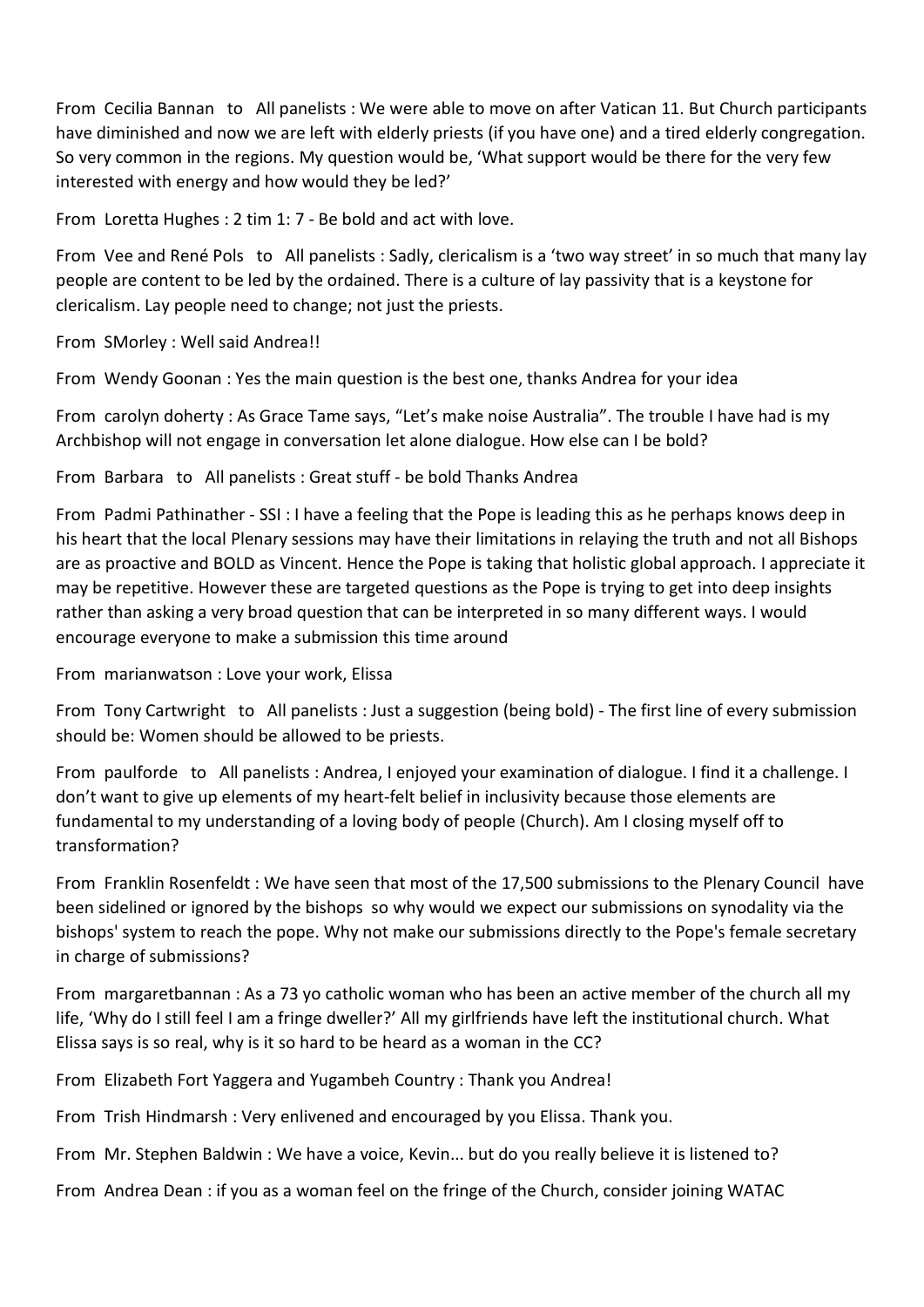From Cecilia Bannan to All panelists : We were able to move on after Vatican 11. But Church participants have diminished and now we are left with elderly priests (if you have one) and a tired elderly congregation. So very common in the regions. My question would be, 'What support would be there for the very few interested with energy and how would they be led?'

From Loretta Hughes : 2 tim 1: 7 - Be bold and act with love.

From Vee and René Pols to All panelists : Sadly, clericalism is a 'two way street' in so much that many lay people are content to be led by the ordained. There is a culture of lay passivity that is a keystone for clericalism. Lay people need to change; not just the priests.

From SMorley : Well said Andrea!!

From Wendy Goonan : Yes the main question is the best one, thanks Andrea for your idea

From carolyn doherty : As Grace Tame says, "Let's make noise Australia". The trouble I have had is my Archbishop will not engage in conversation let alone dialogue. How else can I be bold?

From Barbara to All panelists : Great stuff - be bold Thanks Andrea

From Padmi Pathinather - SSI : I have a feeling that the Pope is leading this as he perhaps knows deep in his heart that the local Plenary sessions may have their limitations in relaying the truth and not all Bishops are as proactive and BOLD as Vincent. Hence the Pope is taking that holistic global approach. I appreciate it may be repetitive. However these are targeted questions as the Pope is trying to get into deep insights rather than asking a very broad question that can be interpreted in so many different ways. I would encourage everyone to make a submission this time around

From marianwatson : Love your work, Elissa

From Tony Cartwright to All panelists : Just a suggestion (being bold) - The first line of every submission should be: Women should be allowed to be priests.

From paulforde to All panelists : Andrea, I enjoyed your examination of dialogue. I find it a challenge. I don't want to give up elements of my heart-felt belief in inclusivity because those elements are fundamental to my understanding of a loving body of people (Church). Am I closing myself off to transformation?

From Franklin Rosenfeldt : We have seen that most of the 17,500 submissions to the Plenary Council have been sidelined or ignored by the bishops so why would we expect our submissions on synodality via the bishops' system to reach the pope. Why not make our submissions directly to the Pope's female secretary in charge of submissions?

From margaretbannan : As a 73 yo catholic woman who has been an active member of the church all my life, 'Why do I still feel I am a fringe dweller?' All my girlfriends have left the institutional church. What Elissa says is so real, why is it so hard to be heard as a woman in the CC?

From Elizabeth Fort Yaggera and Yugambeh Country : Thank you Andrea!

From Trish Hindmarsh : Very enlivened and encouraged by you Elissa. Thank you.

From Mr. Stephen Baldwin : We have a voice, Kevin... but do you really believe it is listened to?

From Andrea Dean : if you as a woman feel on the fringe of the Church, consider joining WATAC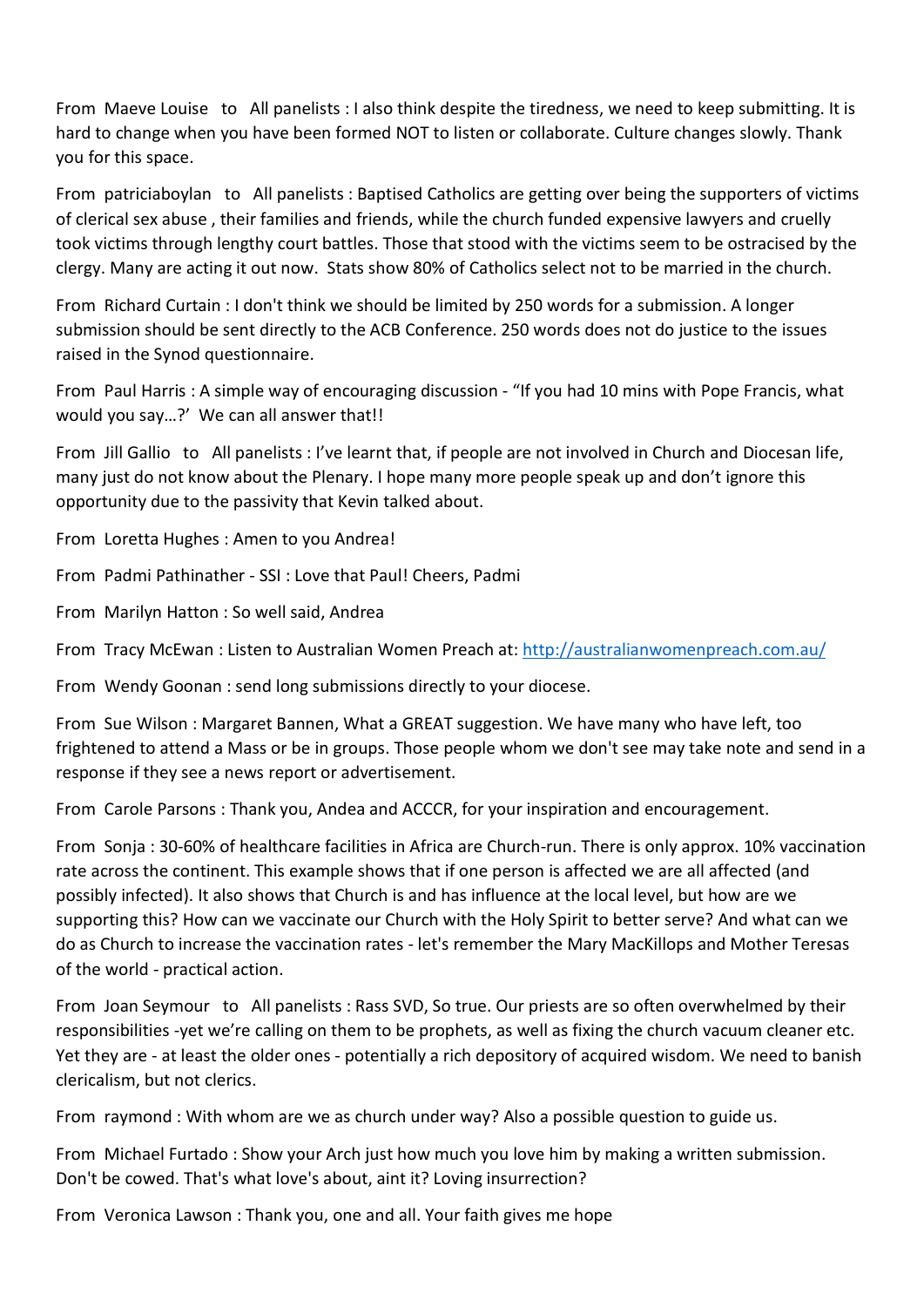From Maeve Louise to All panelists : I also think despite the tiredness, we need to keep submitting. It is hard to change when you have been formed NOT to listen or collaborate. Culture changes slowly. Thank you for this space.

From patriciaboylan to All panelists : Baptised Catholics are getting over being the supporters of victims of clerical sex abuse , their families and friends, while the church funded expensive lawyers and cruelly took victims through lengthy court battles. Those that stood with the victims seem to be ostracised by the clergy. Many are acting it out now. Stats show 80% of Catholics select not to be married in the church.

From Richard Curtain : I don't think we should be limited by 250 words for a submission. A longer submission should be sent directly to the ACB Conference. 250 words does not do justice to the issues raised in the Synod questionnaire.

From Paul Harris : A simple way of encouraging discussion - "If you had 10 mins with Pope Francis, what would you say…?' We can all answer that!!

From Jill Gallio to All panelists : I've learnt that, if people are not involved in Church and Diocesan life, many just do not know about the Plenary. I hope many more people speak up and don't ignore this opportunity due to the passivity that Kevin talked about.

From Loretta Hughes : Amen to you Andrea!

From Padmi Pathinather - SSI : Love that Paul! Cheers, Padmi

From Marilyn Hatton : So well said, Andrea

From Tracy McEwan : Listen to Australian Women Preach at: http://australianwomenpreach.com.au/

From Wendy Goonan : send long submissions directly to your diocese.

From Sue Wilson : Margaret Bannen, What a GREAT suggestion. We have many who have left, too frightened to attend a Mass or be in groups. Those people whom we don't see may take note and send in a response if they see a news report or advertisement.

From Carole Parsons : Thank you, Andea and ACCCR, for your inspiration and encouragement.

From Sonja : 30-60% of healthcare facilities in Africa are Church-run. There is only approx. 10% vaccination rate across the continent. This example shows that if one person is affected we are all affected (and possibly infected). It also shows that Church is and has influence at the local level, but how are we supporting this? How can we vaccinate our Church with the Holy Spirit to better serve? And what can we do as Church to increase the vaccination rates - let's remember the Mary MacKillops and Mother Teresas of the world - practical action.

From Joan Seymour to All panelists : Rass SVD, So true. Our priests are so often overwhelmed by their responsibilities -yet we're calling on them to be prophets, as well as fixing the church vacuum cleaner etc. Yet they are - at least the older ones - potentially a rich depository of acquired wisdom. We need to banish clericalism, but not clerics.

From raymond : With whom are we as church under way? Also a possible question to guide us.

From Michael Furtado : Show your Arch just how much you love him by making a written submission. Don't be cowed. That's what love's about, aint it? Loving insurrection?

From Veronica Lawson : Thank you, one and all. Your faith gives me hope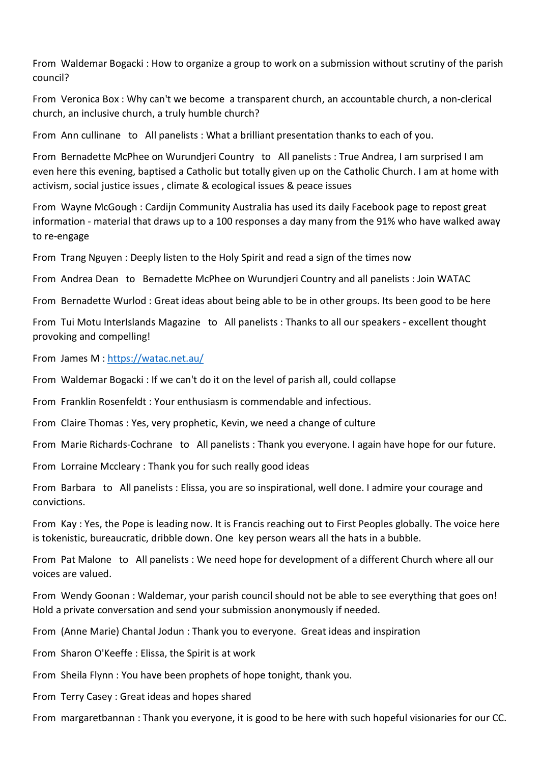From Waldemar Bogacki : How to organize a group to work on a submission without scrutiny of the parish council?

From Veronica Box : Why can't we become a transparent church, an accountable church, a non-clerical church, an inclusive church, a truly humble church?

From Ann cullinane to All panelists : What a brilliant presentation thanks to each of you.

From Bernadette McPhee on Wurundjeri Country to All panelists : True Andrea, I am surprised I am even here this evening, baptised a Catholic but totally given up on the Catholic Church. I am at home with activism, social justice issues , climate & ecological issues & peace issues

From Wayne McGough : Cardijn Community Australia has used its daily Facebook page to repost great information - material that draws up to a 100 responses a day many from the 91% who have walked away to re-engage

From Trang Nguyen : Deeply listen to the Holy Spirit and read a sign of the times now

From Andrea Dean to Bernadette McPhee on Wurundjeri Country and all panelists : Join WATAC

From Bernadette Wurlod : Great ideas about being able to be in other groups. Its been good to be here

From Tui Motu InterIslands Magazine to All panelists : Thanks to all our speakers - excellent thought provoking and compelling!

From James M : [https://watac.net.au/](https://watac.net.au/)

From Waldemar Bogacki : If we can't do it on the level of parish all, could collapse

From Franklin Rosenfeldt : Your enthusiasm is commendable and infectious.

From Claire Thomas : Yes, very prophetic, Kevin, we need a change of culture

From Marie Richards-Cochrane to All panelists : Thank you everyone. I again have hope for our future.

From Lorraine Mccleary : Thank you for such really good ideas

From Barbara to All panelists : Elissa, you are so inspirational, well done. I admire your courage and convictions.

From Kay : Yes, the Pope is leading now. It is Francis reaching out to First Peoples globally. The voice here is tokenistic, bureaucratic, dribble down. One key person wears all the hats in a bubble.

From Pat Malone to All panelists : We need hope for development of a different Church where all our voices are valued.

From Wendy Goonan : Waldemar, your parish council should not be able to see everything that goes on! Hold a private conversation and send your submission anonymously if needed.

From (Anne Marie) Chantal Jodun : Thank you to everyone. Great ideas and inspiration

From Sharon O'Keeffe : Elissa, the Spirit is at work

From Sheila Flynn : You have been prophets of hope tonight, thank you.

From Terry Casey : Great ideas and hopes shared

From margaretbannan : Thank you everyone, it is good to be here with such hopeful visionaries for our CC.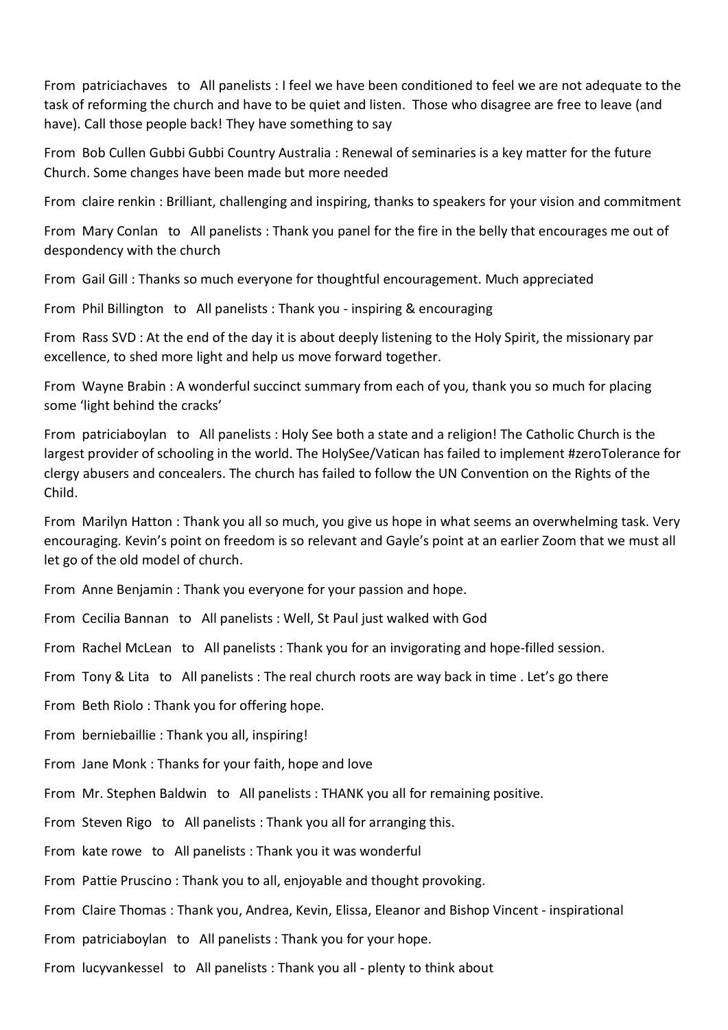From patriciachaves to All panelists : I feel we have been conditioned to feel we are not adequate to the task of reforming the church and have to be quiet and listen. Those who disagree are free to leave (and have). Call those people back! They have something to say

From Bob Cullen Gubbi Gubbi Country Australia : Renewal of seminaries is a key matter for the future Church. Some changes have been made but more needed

From claire renkin : Brilliant, challenging and inspiring, thanks to speakers for your vision and commitment

From Mary Conlan to All panelists : Thank you panel for the fire in the belly that encourages me out of despondency with the church

From Gail Gill : Thanks so much everyone for thoughtful encouragement. Much appreciated

From Phil Billington to All panelists : Thank you - inspiring & encouraging

From Rass SVD : At the end of the day it is about deeply listening to the Holy Spirit, the missionary par excellence, to shed more light and help us move forward together.

From Wayne Brabin : A wonderful succinct summary from each of you, thank you so much for placing some 'light behind the cracks'

From patriciaboylan to All panelists : Holy See both a state and a religion! The Catholic Church is the largest provider of schooling in the world. The HolySee/Vatican has failed to implement #zeroTolerance for clergy abusers and concealers. The church has failed to follow the UN Convention on the Rights of the Child.

From Marilyn Hatton : Thank you all so much, you give us hope in what seems an overwhelming task. Very encouraging. Kevin's point on freedom is so relevant and Gayle's point at an earlier Zoom that we must all let go of the old model of church.

From Anne Benjamin : Thank you everyone for your passion and hope.

From Cecilia Bannan to All panelists : Well, St Paul just walked with God

From Rachel McLean to All panelists : Thank you for an invigorating and hope-filled session.

From Tony & Lita to All panelists : The real church roots are way back in time . Let's go there

From Beth Riolo : Thank you for offering hope.

From berniebaillie : Thank you all, inspiring!

From Jane Monk : Thanks for your faith, hope and love

From Mr. Stephen Baldwin to All panelists : THANK you all for remaining positive.

From Steven Rigo to All panelists : Thank you all for arranging this.

From kate rowe to All panelists : Thank you it was wonderful

From Pattie Pruscino : Thank you to all, enjoyable and thought provoking.

From Claire Thomas : Thank you, Andrea, Kevin, Elissa, Eleanor and Bishop Vincent - inspirational

From patriciaboylan to All panelists : Thank you for your hope.

From lucyvankessel to All panelists : Thank you all - plenty to think about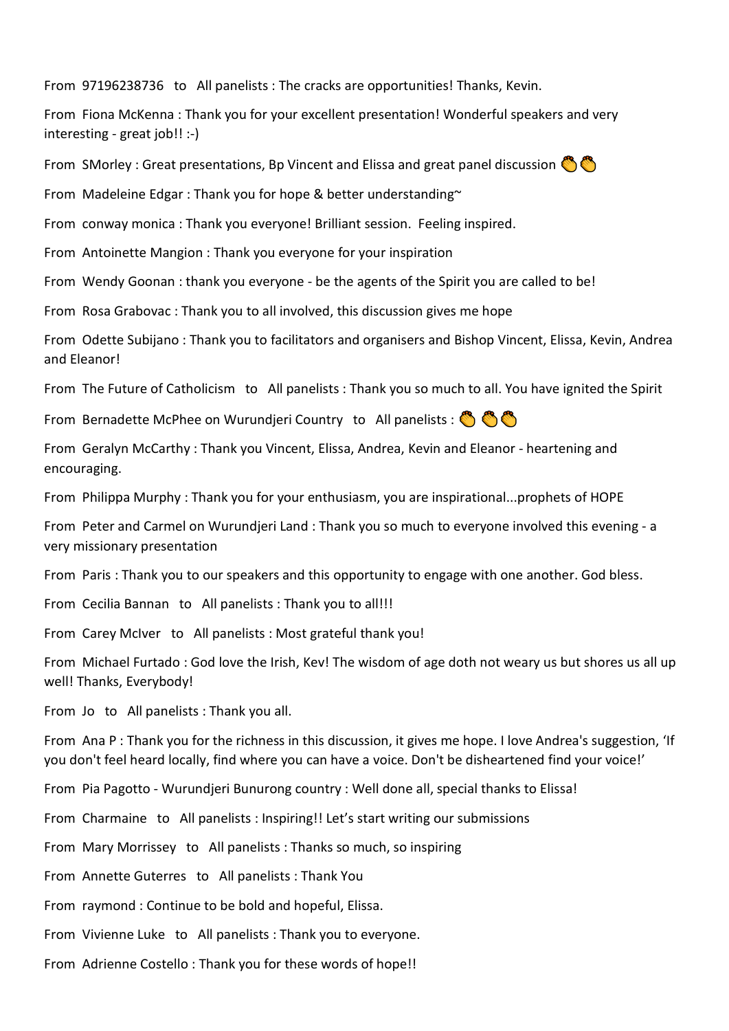From 97196238736 to All panelists : The cracks are opportunities! Thanks, Kevin.

From Fiona McKenna : Thank you for your excellent presentation! Wonderful speakers and very interesting - great job!! :-)

From SMorley : Great presentations, Bp Vincent and Elissa and great panel discussion 👏👏

From Madeleine Edgar : Thank you for hope & better understanding~

From conway monica : Thank you everyone! Brilliant session. Feeling inspired.

From Antoinette Mangion : Thank you everyone for your inspiration

From Wendy Goonan : thank you everyone - be the agents of the Spirit you are called to be!

From Rosa Grabovac : Thank you to all involved, this discussion gives me hope

From Odette Subijano : Thank you to facilitators and organisers and Bishop Vincent, Elissa, Kevin, Andrea and Eleanor!

From The Future of Catholicism to All panelists : Thank you so much to all. You have ignited the Spirit

From Bernadette McPhee on Wurundjeri Country to All panelists : 👏 👏👏

From Geralyn McCarthy : Thank you Vincent, Elissa, Andrea, Kevin and Eleanor - heartening and encouraging.

From Philippa Murphy : Thank you for your enthusiasm, you are inspirational...prophets of HOPE

From Peter and Carmel on Wurundjeri Land : Thank you so much to everyone involved this evening - a very missionary presentation

From Paris : Thank you to our speakers and this opportunity to engage with one another. God bless.

From Cecilia Bannan to All panelists : Thank you to all!!!

From Carey McIver to All panelists : Most grateful thank you!

From Michael Furtado : God love the Irish, Kev! The wisdom of age doth not weary us but shores us all up well! Thanks, Everybody!

From Jo to All panelists : Thank you all.

From Ana P : Thank you for the richness in this discussion, it gives me hope. I love Andrea's suggestion, 'If you don't feel heard locally, find where you can have a voice. Don't be disheartened find your voice!'

From Pia Pagotto - Wurundjeri Bunurong country : Well done all, special thanks to Elissa!

From Charmaine to All panelists : Inspiring!! Let's start writing our submissions

From Mary Morrissey to All panelists : Thanks so much, so inspiring

From Annette Guterres to All panelists : Thank You

From raymond : Continue to be bold and hopeful, Elissa.

From Vivienne Luke to All panelists : Thank you to everyone.

From Adrienne Costello : Thank you for these words of hope!!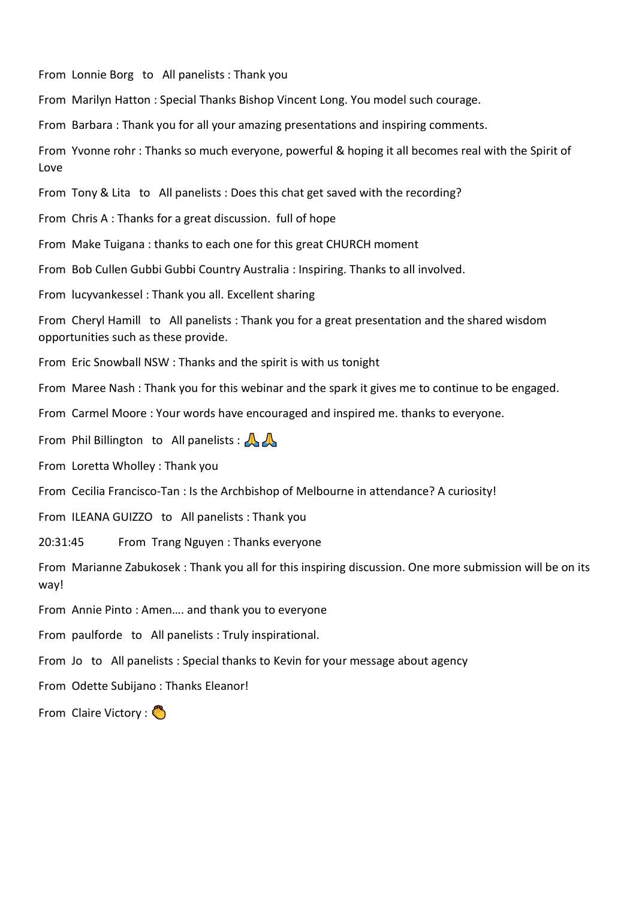From Lonnie Borg to All panelists : Thank you

From Marilyn Hatton : Special Thanks Bishop Vincent Long. You model such courage.

From Barbara : Thank you for all your amazing presentations and inspiring comments.

From Yvonne rohr : Thanks so much everyone, powerful & hoping it all becomes real with the Spirit of Love

From Tony & Lita to All panelists : Does this chat get saved with the recording?

From Chris A : Thanks for a great discussion. full of hope

From Make Tuigana : thanks to each one for this great CHURCH moment

From Bob Cullen Gubbi Gubbi Country Australia : Inspiring. Thanks to all involved.

From lucyvankessel : Thank you all. Excellent sharing

From Cheryl Hamill to All panelists : Thank you for a great presentation and the shared wisdom opportunities such as these provide.

From Eric Snowball NSW : Thanks and the spirit is with us tonight

From Maree Nash : Thank you for this webinar and the spark it gives me to continue to be engaged.

From Carmel Moore : Your words have encouraged and inspired me. thanks to everyone.

From Phil Billington to All panelists : 🙏🙏

From Loretta Wholley : Thank you

From Cecilia Francisco-Tan : Is the Archbishop of Melbourne in attendance? A curiosity!

From ILEANA GUIZZO to All panelists : Thank you

20:31:45 From Trang Nguyen : Thanks everyone

From Marianne Zabukosek : Thank you all for this inspiring discussion. One more submission will be on its way!

From Annie Pinto : Amen…. and thank you to everyone

From paulforde to All panelists : Truly inspirational.

From Jo to All panelists : Special thanks to Kevin for your message about agency

From Odette Subijano : Thanks Eleanor!

From Claire Victory : 👏